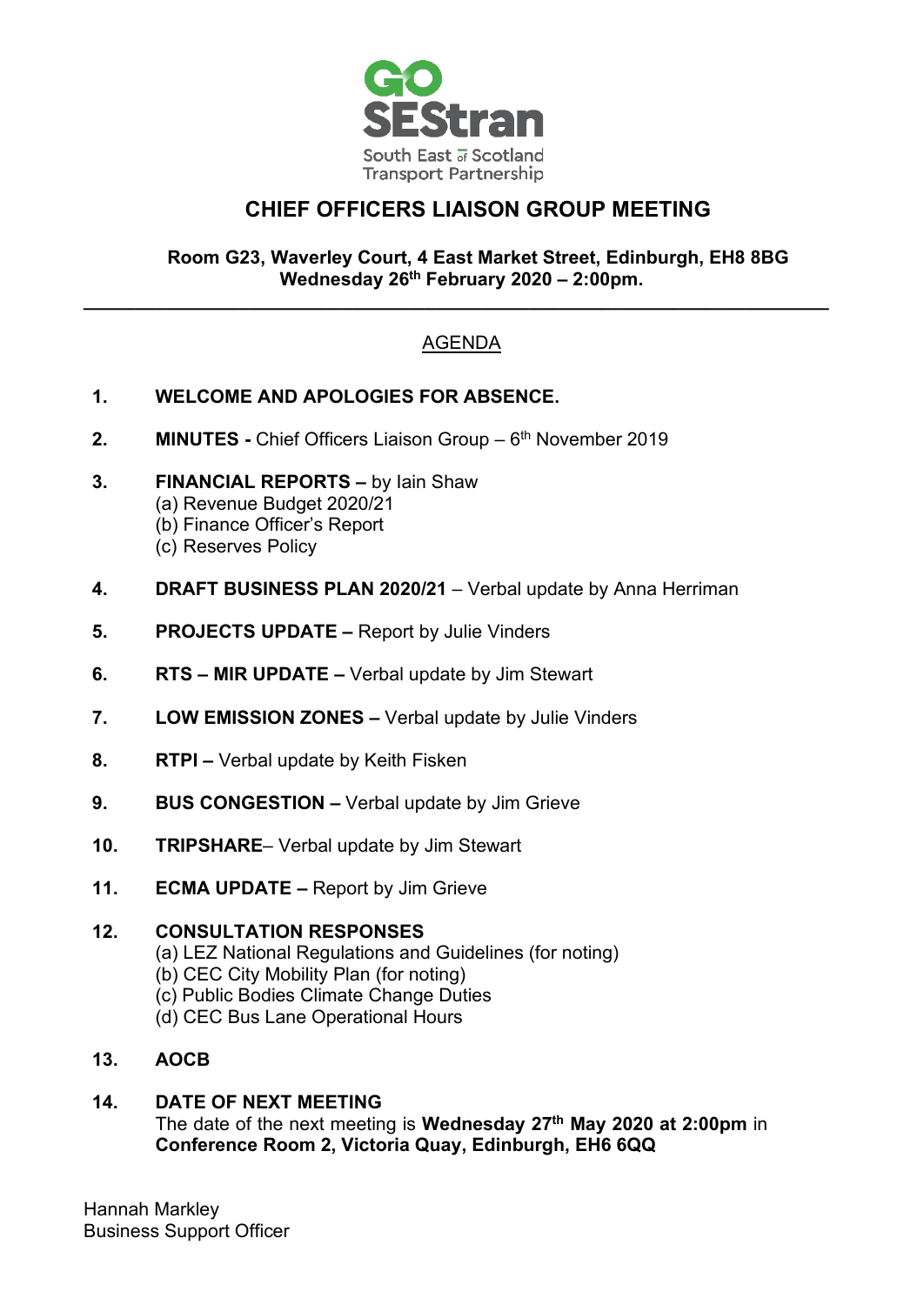GO SEStran
South East of Scotland Transport Partnership

# CHIEF OFFICERS LIAISON GROUP MEETING

**Room G23, Waverley Court, 4 East Market Street, Edinburgh, EH8 8BG**
**Wednesday 26th February 2020 – 2:00pm.**

---

## AGENDA

1. **WELCOME AND APOLOGIES FOR ABSENCE.**

2. **MINUTES -** Chief Officers Liaison Group – 6th November 2019

3. **FINANCIAL REPORTS –** by Iain Shaw
   (a) Revenue Budget 2020/21
   (b) Finance Officer's Report
   (c) Reserves Policy

4. **DRAFT BUSINESS PLAN 2020/21** – Verbal update by Anna Herriman

5. **PROJECTS UPDATE –** Report by Julie Vinders

6. **RTS – MIR UPDATE –** Verbal update by Jim Stewart

7. **LOW EMISSION ZONES –** Verbal update by Julie Vinders

8. **RTPI –** Verbal update by Keith Fisken

9. **BUS CONGESTION –** Verbal update by Jim Grieve

10. **TRIPSHARE**– Verbal update by Jim Stewart

11. **ECMA UPDATE –** Report by Jim Grieve

12. **CONSULTATION RESPONSES**
    (a) LEZ National Regulations and Guidelines (for noting)
    (b) CEC City Mobility Plan (for noting)
    (c) Public Bodies Climate Change Duties
    (d) CEC Bus Lane Operational Hours

13. **AOCB**

14. **DATE OF NEXT MEETING**
    The date of the next meeting is **Wednesday 27th May 2020 at 2:00pm** in **Conference Room 2, Victoria Quay, Edinburgh, EH6 6QQ**

Hannah Markley
Business Support Officer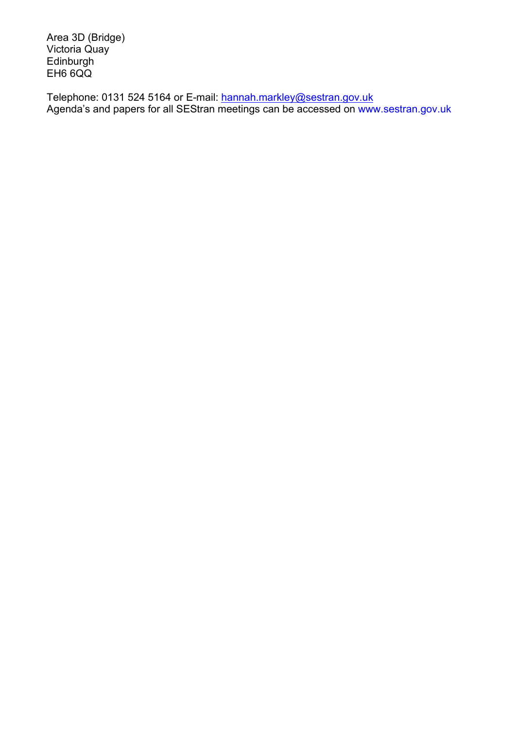Area 3D (Bridge)
Victoria Quay
Edinburgh
EH6 6QQ

Telephone: 0131 524 5164 or E-mail: hannah.markley@sestran.gov.uk
Agenda's and papers for all SEStran meetings can be accessed on www.sestran.gov.uk